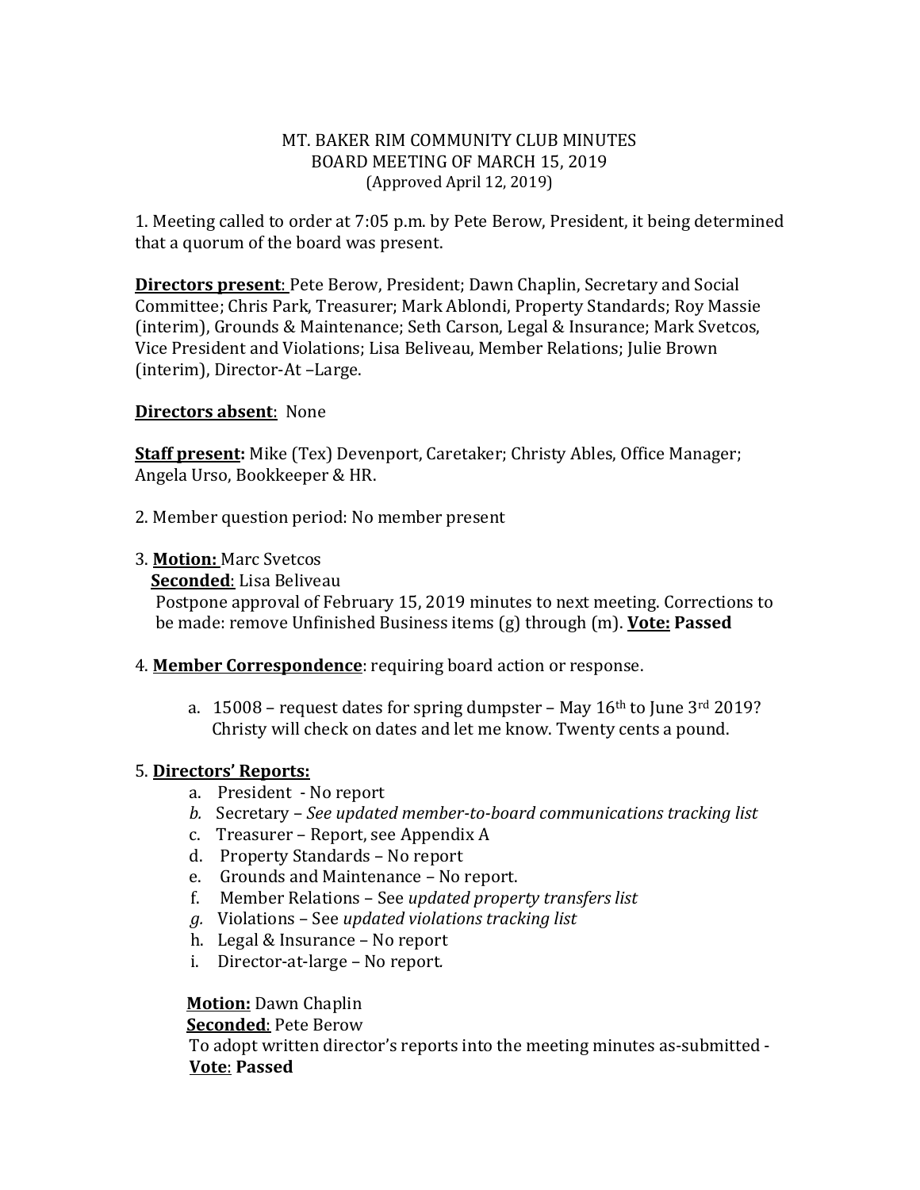MT. BAKER RIM COMMUNITY CLUB MINUTES
BOARD MEETING OF MARCH 15, 2019
(Approved April 12, 2019)

1. Meeting called to order at 7:05 p.m. by Pete Berow, President, it being determined that a quorum of the board was present.

**Directors present**: Pete Berow, President; Dawn Chaplin, Secretary and Social Committee; Chris Park, Treasurer; Mark Ablondi, Property Standards; Roy Massie (interim), Grounds & Maintenance; Seth Carson, Legal & Insurance; Mark Svetcos, Vice President and Violations; Lisa Beliveau, Member Relations; Julie Brown (interim), Director-At –Large.

**Directors absent**: None

**Staff present:** Mike (Tex) Devenport, Caretaker; Christy Ables, Office Manager; Angela Urso, Bookkeeper & HR.

2. Member question period: No member present

3. **Motion:** Marc Svetcos
   **Seconded**: Lisa Beliveau
   Postpone approval of February 15, 2019 minutes to next meeting. Corrections to be made: remove Unfinished Business items (g) through (m). **Vote: Passed**

4. **Member Correspondence**: requiring board action or response.

   a. 15008 – request dates for spring dumpster – May 16th to June 3rd 2019? Christy will check on dates and let me know. Twenty cents a pound.

5. **Directors' Reports:**
   a. President - No report
   b. Secretary – *See updated member-to-board communications tracking list*
   c. Treasurer – Report, see Appendix A
   d. Property Standards – No report
   e. Grounds and Maintenance – No report.
   f. Member Relations – See *updated property transfers list*
   g. Violations – See *updated violations tracking list*
   h. Legal & Insurance – No report
   i. Director-at-large – No report.

   **Motion:** Dawn Chaplin
   **Seconded**: Pete Berow
   To adopt written director's reports into the meeting minutes as-submitted - **Vote**: **Passed**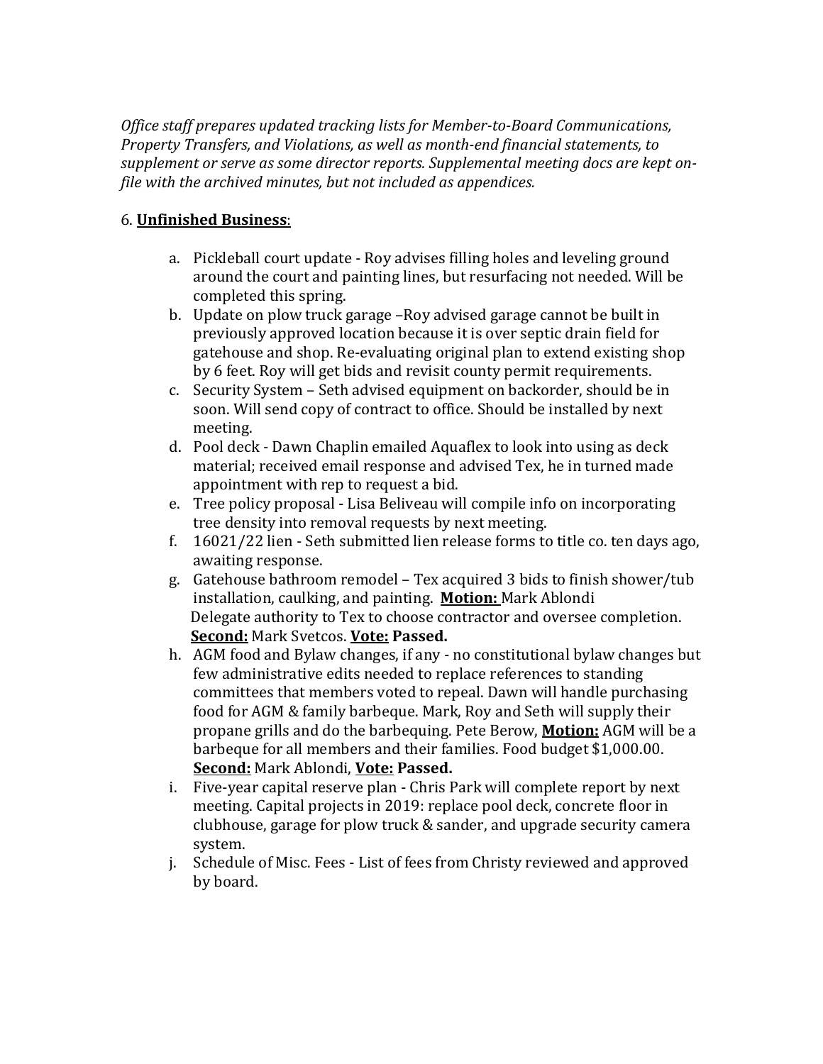*Office staff prepares updated tracking lists for Member-to-Board Communications, Property Transfers, and Violations, as well as month-end financial statements, to supplement or serve as some director reports. Supplemental meeting docs are kept on-file with the archived minutes, but not included as appendices.*

6. **Unfinished Business**:

a. Pickleball court update - Roy advises filling holes and leveling ground around the court and painting lines, but resurfacing not needed. Will be completed this spring.
b. Update on plow truck garage –Roy advised garage cannot be built in previously approved location because it is over septic drain field for gatehouse and shop. Re-evaluating original plan to extend existing shop by 6 feet. Roy will get bids and revisit county permit requirements.
c. Security System – Seth advised equipment on backorder, should be in soon. Will send copy of contract to office. Should be installed by next meeting.
d. Pool deck - Dawn Chaplin emailed Aquaflex to look into using as deck material; received email response and advised Tex, he in turned made appointment with rep to request a bid.
e. Tree policy proposal - Lisa Beliveau will compile info on incorporating tree density into removal requests by next meeting.
f. 16021/22 lien - Seth submitted lien release forms to title co. ten days ago, awaiting response.
g. Gatehouse bathroom remodel – Tex acquired 3 bids to finish shower/tub installation, caulking, and painting. **Motion:** Mark Ablondi Delegate authority to Tex to choose contractor and oversee completion. **Second:** Mark Svetcos. **Vote: Passed.**
h. AGM food and Bylaw changes, if any - no constitutional bylaw changes but few administrative edits needed to replace references to standing committees that members voted to repeal. Dawn will handle purchasing food for AGM & family barbeque. Mark, Roy and Seth will supply their propane grills and do the barbequing. Pete Berow, **Motion:** AGM will be a barbeque for all members and their families. Food budget $1,000.00. **Second:** Mark Ablondi, **Vote: Passed.**
i. Five-year capital reserve plan - Chris Park will complete report by next meeting. Capital projects in 2019: replace pool deck, concrete floor in clubhouse, garage for plow truck & sander, and upgrade security camera system.
j. Schedule of Misc. Fees - List of fees from Christy reviewed and approved by board.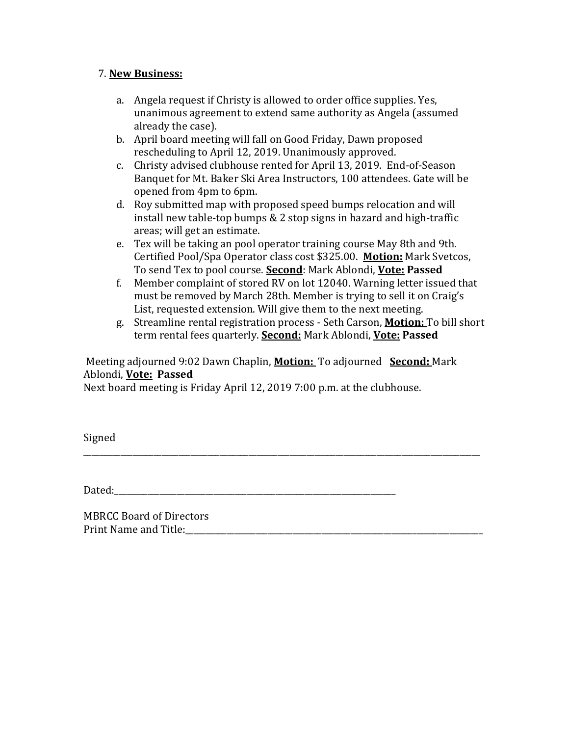7. **New Business:**

   a. Angela request if Christy is allowed to order office supplies. Yes, unanimous agreement to extend same authority as Angela (assumed already the case).
   b. April board meeting will fall on Good Friday, Dawn proposed rescheduling to April 12, 2019. Unanimously approved.
   c. Christy advised clubhouse rented for April 13, 2019. End-of-Season Banquet for Mt. Baker Ski Area Instructors, 100 attendees. Gate will be opened from 4pm to 6pm.
   d. Roy submitted map with proposed speed bumps relocation and will install new table-top bumps & 2 stop signs in hazard and high-traffic areas; will get an estimate.
   e. Tex will be taking an pool operator training course May 8th and 9th. Certified Pool/Spa Operator class cost $325.00. **Motion:** Mark Svetcos, To send Tex to pool course. **Second**: Mark Ablondi, **Vote: Passed**
   f. Member complaint of stored RV on lot 12040. Warning letter issued that must be removed by March 28th. Member is trying to sell it on Craig's List, requested extension. Will give them to the next meeting.
   g. Streamline rental registration process - Seth Carson, **Motion:** To bill short term rental fees quarterly. **Second:** Mark Ablondi, **Vote: Passed**

Meeting adjourned 9:02 Dawn Chaplin, **Motion:** To adjourned **Second:** Mark Ablondi, **Vote: Passed**
Next board meeting is Friday April 12, 2019 7:00 p.m. at the clubhouse.

Signed ______________________________________________________________________________

Dated:______________________________________________________

MBRCC Board of Directors
Print Name and Title:____________________________________________________________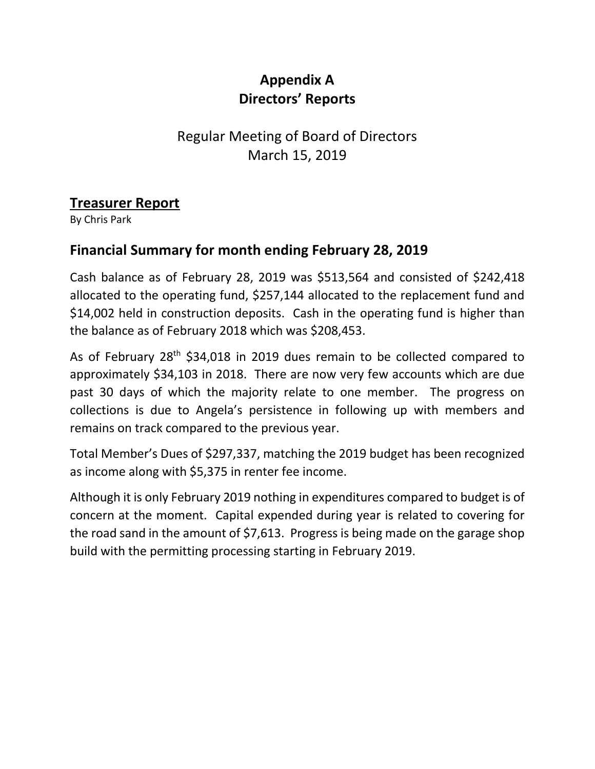# Appendix A
# Directors' Reports

Regular Meeting of Board of Directors
March 15, 2019

## Treasurer Report

By Chris Park

### Financial Summary for month ending February 28, 2019

Cash balance as of February 28, 2019 was $513,564 and consisted of $242,418 allocated to the operating fund, $257,144 allocated to the replacement fund and $14,002 held in construction deposits. Cash in the operating fund is higher than the balance as of February 2018 which was $208,453.

As of February 28th $34,018 in 2019 dues remain to be collected compared to approximately $34,103 in 2018. There are now very few accounts which are due past 30 days of which the majority relate to one member. The progress on collections is due to Angela's persistence in following up with members and remains on track compared to the previous year.

Total Member's Dues of $297,337, matching the 2019 budget has been recognized as income along with $5,375 in renter fee income.

Although it is only February 2019 nothing in expenditures compared to budget is of concern at the moment. Capital expended during year is related to covering for the road sand in the amount of $7,613. Progress is being made on the garage shop build with the permitting processing starting in February 2019.